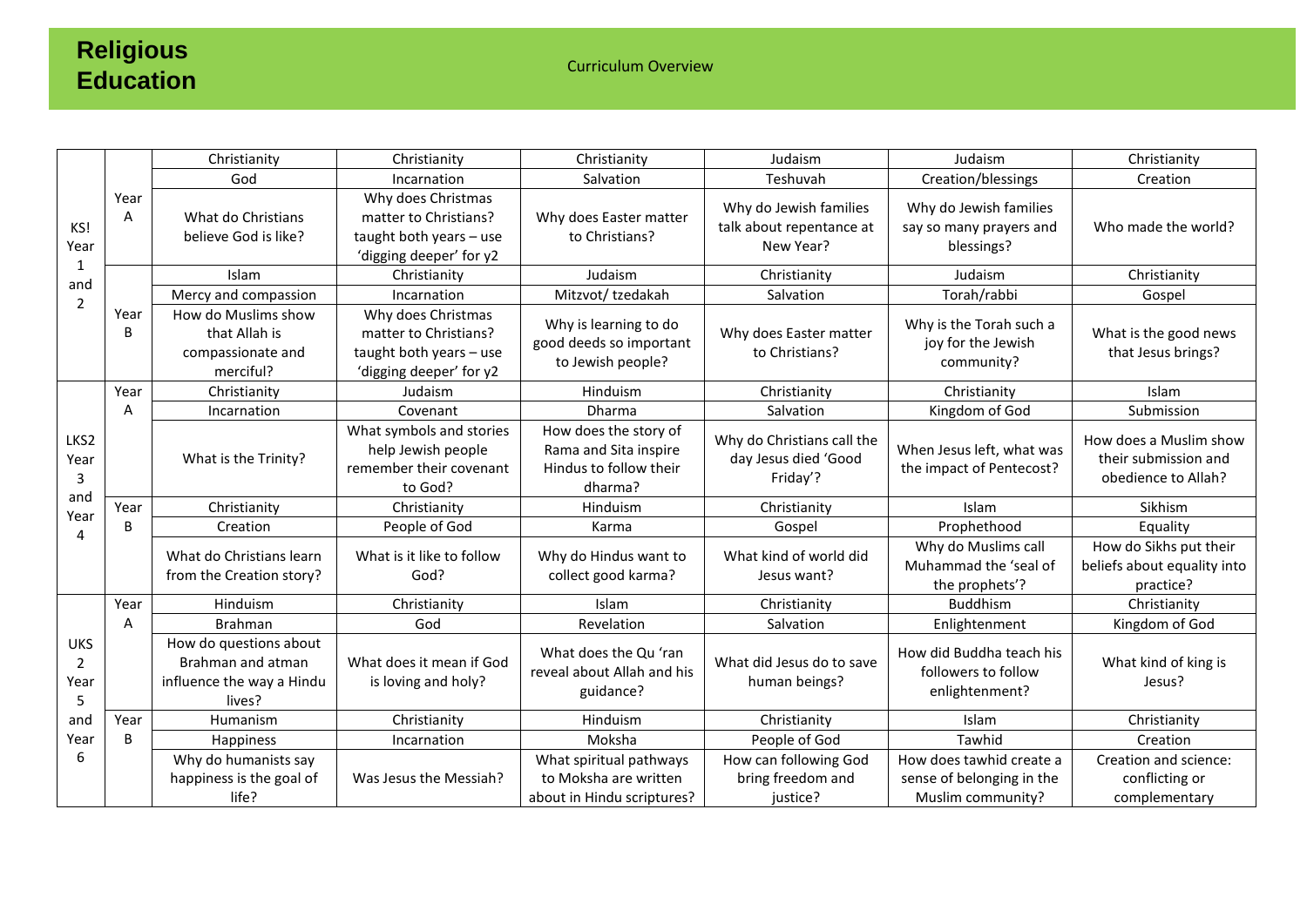# Religious Education

Curriculum Overview

| | | | | | | | |
|---|---|---|---|---|---|---|---|
| KS! Year 1 and 2 | Year A | Christianity | Christianity | Christianity | Judaism | Judaism | Christianity |
| | | God | Incarnation | Salvation | Teshuvah | Creation/blessings | Creation |
| | | What do Christians believe God is like? | Why does Christmas matter to Christians? taught both years – use 'digging deeper' for y2 | Why does Easter matter to Christians? | Why do Jewish families talk about repentance at New Year? | Why do Jewish families say so many prayers and blessings? | Who made the world? |
| | Year B | Islam | Christianity | Judaism | Christianity | Judaism | Christianity |
| | | Mercy and compassion | Incarnation | Mitzvot/ tzedakah | Salvation | Torah/rabbi | Gospel |
| | | How do Muslims show that Allah is compassionate and merciful? | Why does Christmas matter to Christians? taught both years – use 'digging deeper' for y2 | Why is learning to do good deeds so important to Jewish people? | Why does Easter matter to Christians? | Why is the Torah such a joy for the Jewish community? | What is the good news that Jesus brings? |
| LKS2 Year 3 and Year 4 | Year A | Christianity | Judaism | Hinduism | Christianity | Christianity | Islam |
| | | Incarnation | Covenant | Dharma | Salvation | Kingdom of God | Submission |
| | | What is the Trinity? | What symbols and stories help Jewish people remember their covenant to God? | How does the story of Rama and Sita inspire Hindus to follow their dharma? | Why do Christians call the day Jesus died 'Good Friday'? | When Jesus left, what was the impact of Pentecost? | How does a Muslim show their submission and obedience to Allah? |
| | Year B | Christianity | Christianity | Hinduism | Christianity | Islam | Sikhism |
| | | Creation | People of God | Karma | Gospel | Prophethood | Equality |
| | | What do Christians learn from the Creation story? | What is it like to follow God? | Why do Hindus want to collect good karma? | What kind of world did Jesus want? | Why do Muslims call Muhammad the 'seal of the prophets'? | How do Sikhs put their beliefs about equality into practice? |
| UKS 2 Year 5 and Year 6 | Year A | Hinduism | Christianity | Islam | Christianity | Buddhism | Christianity |
| | | Brahman | God | Revelation | Salvation | Enlightenment | Kingdom of God |
| | | How do questions about Brahman and atman influence the way a Hindu lives? | What does it mean if God is loving and holy? | What does the Qu 'ran reveal about Allah and his guidance? | What did Jesus do to save human beings? | How did Buddha teach his followers to follow enlightenment? | What kind of king is Jesus? |
| | Year B | Humanism | Christianity | Hinduism | Christianity | Islam | Christianity |
| | | Happiness | Incarnation | Moksha | People of God | Tawhid | Creation |
| | | Why do humanists say happiness is the goal of life? | Was Jesus the Messiah? | What spiritual pathways to Moksha are written about in Hindu scriptures? | How can following God bring freedom and justice? | How does tawhid create a sense of belonging in the Muslim community? | Creation and science: conflicting or complementary |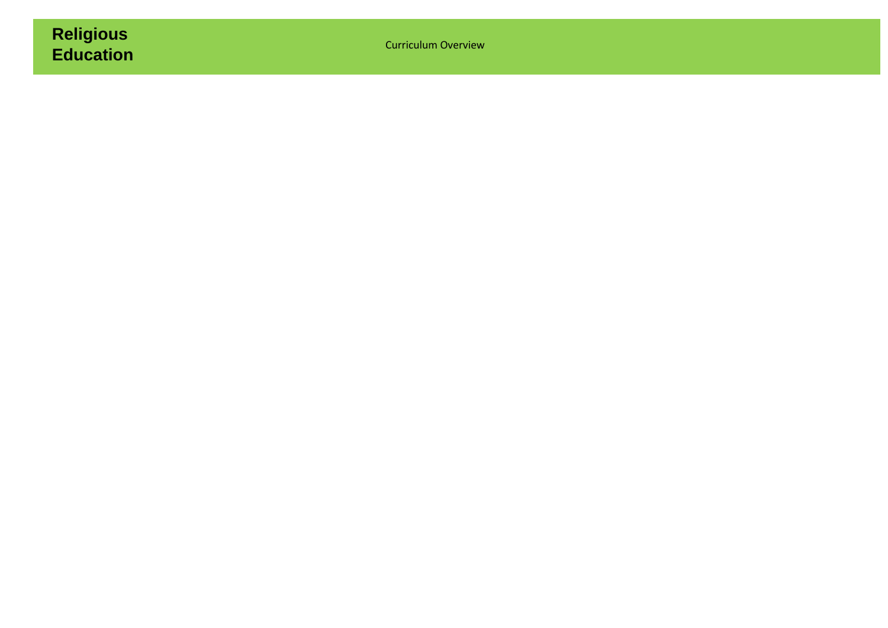**Religious Education**

Curriculum Overview